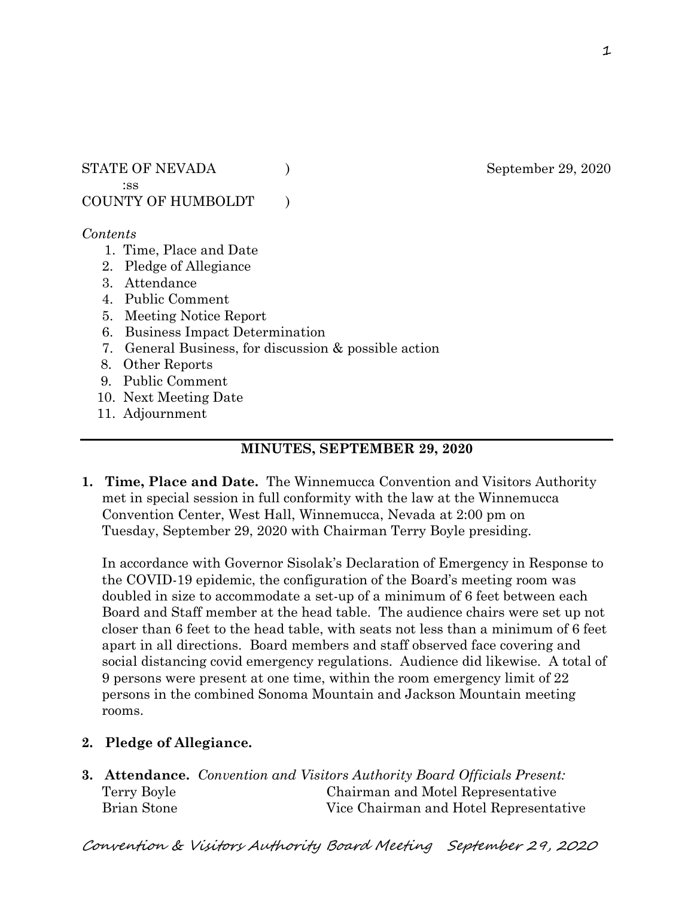STATE OF NEVADA ) September 29, 2020
:ss
COUNTY OF HUMBOLDT )

*Contents*

1. Time, Place and Date
2. Pledge of Allegiance
3. Attendance
4. Public Comment
5. Meeting Notice Report
6. Business Impact Determination
7. General Business, for discussion & possible action
8. Other Reports
9. Public Comment
10. Next Meeting Date
11. Adjournment

---

## MINUTES, SEPTEMBER 29, 2020

**1. Time, Place and Date.** The Winnemucca Convention and Visitors Authority met in special session in full conformity with the law at the Winnemucca Convention Center, West Hall, Winnemucca, Nevada at 2:00 pm on Tuesday, September 29, 2020 with Chairman Terry Boyle presiding.

In accordance with Governor Sisolak's Declaration of Emergency in Response to the COVID-19 epidemic, the configuration of the Board's meeting room was doubled in size to accommodate a set-up of a minimum of 6 feet between each Board and Staff member at the head table. The audience chairs were set up not closer than 6 feet to the head table, with seats not less than a minimum of 6 feet apart in all directions. Board members and staff observed face covering and social distancing covid emergency regulations. Audience did likewise. A total of 9 persons were present at one time, within the room emergency limit of 22 persons in the combined Sonoma Mountain and Jackson Mountain meeting rooms.

**2. Pledge of Allegiance.**

**3. Attendance.** *Convention and Visitors Authority Board Officials Present:*

| | |
|---|---|
| Terry Boyle | Chairman and Motel Representative |
| Brian Stone | Vice Chairman and Hotel Representative |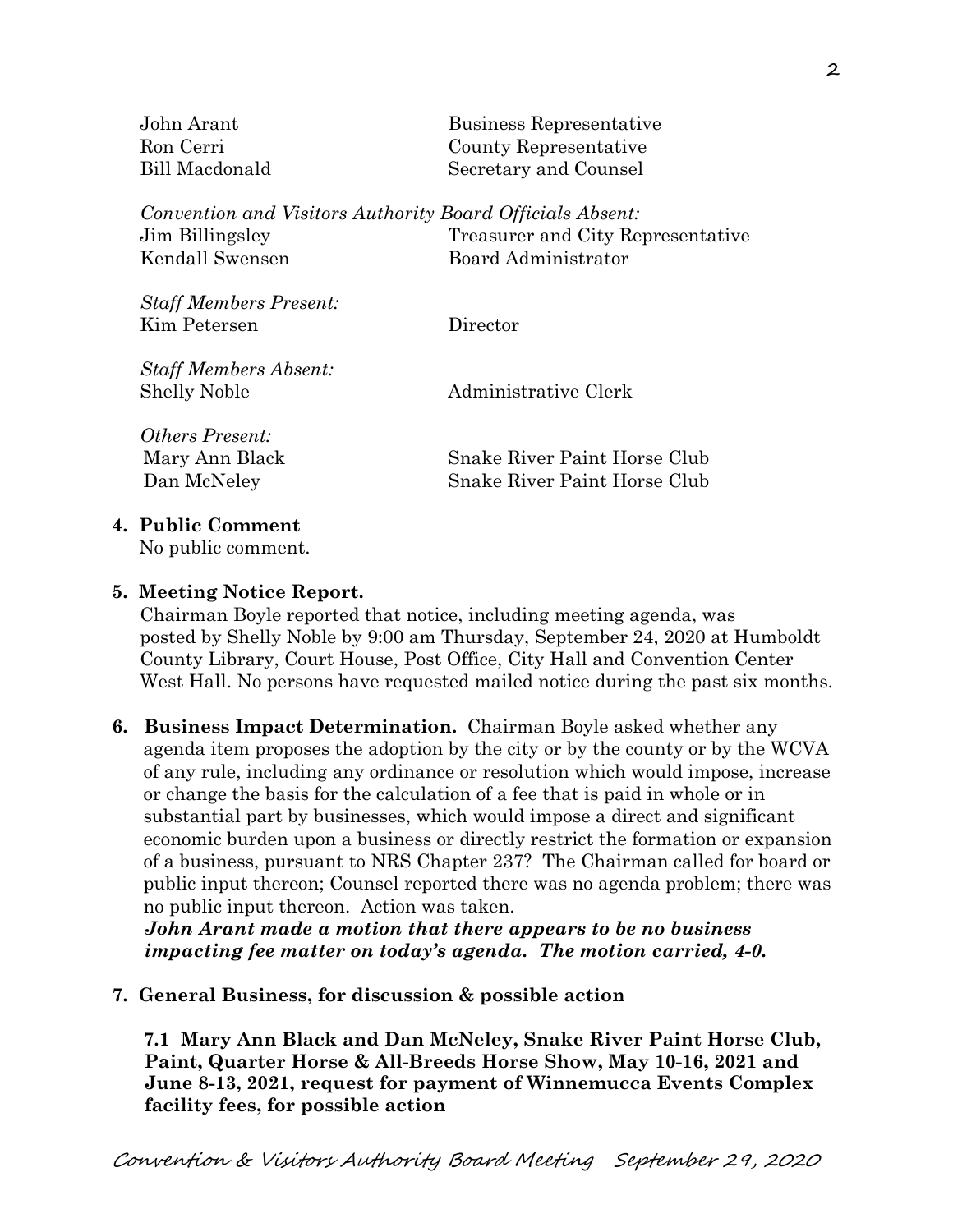| | |
|---|---|
| John Arant | Business Representative |
| Ron Cerri | County Representative |
| Bill Macdonald | Secretary and Counsel |

*Convention and Visitors Authority Board Officials Absent:*

| | |
|---|---|
| Jim Billingsley | Treasurer and City Representative |
| Kendall Swensen | Board Administrator |

*Staff Members Present:*

| | |
|---|---|
| Kim Petersen | Director |

*Staff Members Absent:*

| | |
|---|---|
| Shelly Noble | Administrative Clerk |

*Others Present:*

| | |
|---|---|
| Mary Ann Black | Snake River Paint Horse Club |
| Dan McNeley | Snake River Paint Horse Club |

**4. Public Comment**

No public comment.

**5. Meeting Notice Report.**

Chairman Boyle reported that notice, including meeting agenda, was posted by Shelly Noble by 9:00 am Thursday, September 24, 2020 at Humboldt County Library, Court House, Post Office, City Hall and Convention Center West Hall. No persons have requested mailed notice during the past six months.

**6. Business Impact Determination.** Chairman Boyle asked whether any agenda item proposes the adoption by the city or by the county or by the WCVA of any rule, including any ordinance or resolution which would impose, increase or change the basis for the calculation of a fee that is paid in whole or in substantial part by businesses, which would impose a direct and significant economic burden upon a business or directly restrict the formation or expansion of a business, pursuant to NRS Chapter 237? The Chairman called for board or public input thereon; Counsel reported there was no agenda problem; there was no public input thereon. Action was taken.

***John Arant made a motion that there appears to be no business impacting fee matter on today's agenda. The motion carried, 4-0.***

**7. General Business, for discussion & possible action**

**7.1 Mary Ann Black and Dan McNeley, Snake River Paint Horse Club, Paint, Quarter Horse & All-Breeds Horse Show, May 10-16, 2021 and June 8-13, 2021, request for payment of Winnemucca Events Complex facility fees, for possible action**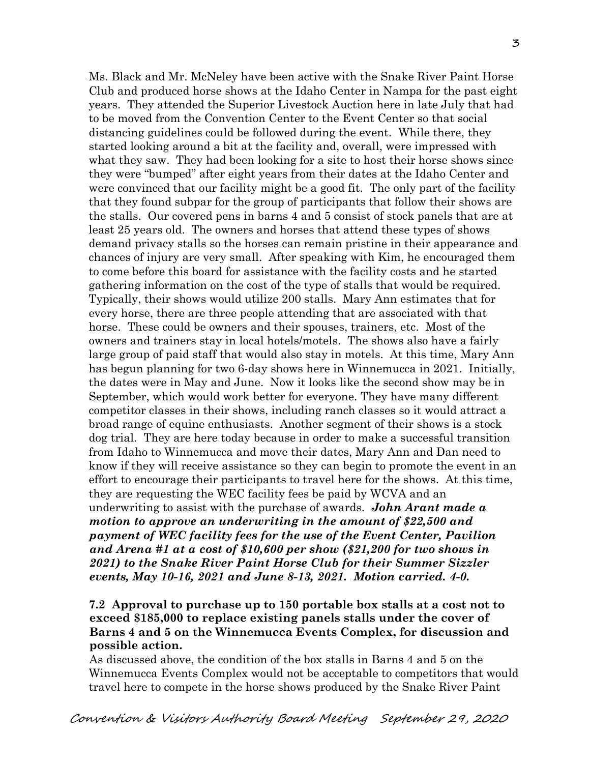Ms. Black and Mr. McNeley have been active with the Snake River Paint Horse Club and produced horse shows at the Idaho Center in Nampa for the past eight years. They attended the Superior Livestock Auction here in late July that had to be moved from the Convention Center to the Event Center so that social distancing guidelines could be followed during the event. While there, they started looking around a bit at the facility and, overall, were impressed with what they saw. They had been looking for a site to host their horse shows since they were "bumped" after eight years from their dates at the Idaho Center and were convinced that our facility might be a good fit. The only part of the facility that they found subpar for the group of participants that follow their shows are the stalls. Our covered pens in barns 4 and 5 consist of stock panels that are at least 25 years old. The owners and horses that attend these types of shows demand privacy stalls so the horses can remain pristine in their appearance and chances of injury are very small. After speaking with Kim, he encouraged them to come before this board for assistance with the facility costs and he started gathering information on the cost of the type of stalls that would be required. Typically, their shows would utilize 200 stalls. Mary Ann estimates that for every horse, there are three people attending that are associated with that horse. These could be owners and their spouses, trainers, etc. Most of the owners and trainers stay in local hotels/motels. The shows also have a fairly large group of paid staff that would also stay in motels. At this time, Mary Ann has begun planning for two 6-day shows here in Winnemucca in 2021. Initially, the dates were in May and June. Now it looks like the second show may be in September, which would work better for everyone. They have many different competitor classes in their shows, including ranch classes so it would attract a broad range of equine enthusiasts. Another segment of their shows is a stock dog trial. They are here today because in order to make a successful transition from Idaho to Winnemucca and move their dates, Mary Ann and Dan need to know if they will receive assistance so they can begin to promote the event in an effort to encourage their participants to travel here for the shows. At this time, they are requesting the WEC facility fees be paid by WCVA and an underwriting to assist with the purchase of awards. ***John Arant made a motion to approve an underwriting in the amount of $22,500 and payment of WEC facility fees for the use of the Event Center, Pavilion and Arena #1 at a cost of $10,600 per show ($21,200 for two shows in 2021) to the Snake River Paint Horse Club for their Summer Sizzler events, May 10-16, 2021 and June 8-13, 2021. Motion carried. 4-0.***

**7.2 Approval to purchase up to 150 portable box stalls at a cost not to exceed $185,000 to replace existing panels stalls under the cover of Barns 4 and 5 on the Winnemucca Events Complex, for discussion and possible action.**

As discussed above, the condition of the box stalls in Barns 4 and 5 on the Winnemucca Events Complex would not be acceptable to competitors that would travel here to compete in the horse shows produced by the Snake River Paint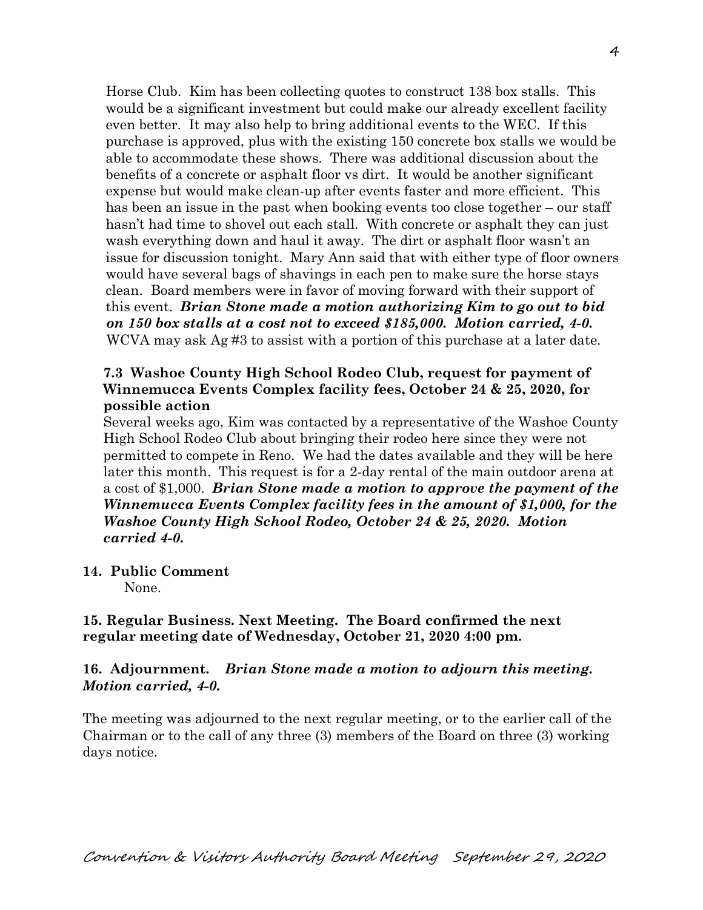Horse Club. Kim has been collecting quotes to construct 138 box stalls. This would be a significant investment but could make our already excellent facility even better. It may also help to bring additional events to the WEC. If this purchase is approved, plus with the existing 150 concrete box stalls we would be able to accommodate these shows. There was additional discussion about the benefits of a concrete or asphalt floor vs dirt. It would be another significant expense but would make clean-up after events faster and more efficient. This has been an issue in the past when booking events too close together – our staff hasn't had time to shovel out each stall. With concrete or asphalt they can just wash everything down and haul it away. The dirt or asphalt floor wasn't an issue for discussion tonight. Mary Ann said that with either type of floor owners would have several bags of shavings in each pen to make sure the horse stays clean. Board members were in favor of moving forward with their support of this event. ***Brian Stone made a motion authorizing Kim to go out to bid on 150 box stalls at a cost not to exceed $185,000. Motion carried, 4-0.*** WCVA may ask Ag #3 to assist with a portion of this purchase at a later date.

**7.3 Washoe County High School Rodeo Club, request for payment of Winnemucca Events Complex facility fees, October 24 & 25, 2020, for possible action**

Several weeks ago, Kim was contacted by a representative of the Washoe County High School Rodeo Club about bringing their rodeo here since they were not permitted to compete in Reno. We had the dates available and they will be here later this month. This request is for a 2-day rental of the main outdoor arena at a cost of $1,000. ***Brian Stone made a motion to approve the payment of the Winnemucca Events Complex facility fees in the amount of $1,000, for the Washoe County High School Rodeo, October 24 & 25, 2020. Motion carried 4-0.***

**14. Public Comment**

None.

**15. Regular Business. Next Meeting. The Board confirmed the next regular meeting date of Wednesday, October 21, 2020 4:00 pm.**

**16. Adjournment.** ***Brian Stone made a motion to adjourn this meeting. Motion carried, 4-0.***

The meeting was adjourned to the next regular meeting, or to the earlier call of the Chairman or to the call of any three (3) members of the Board on three (3) working days notice.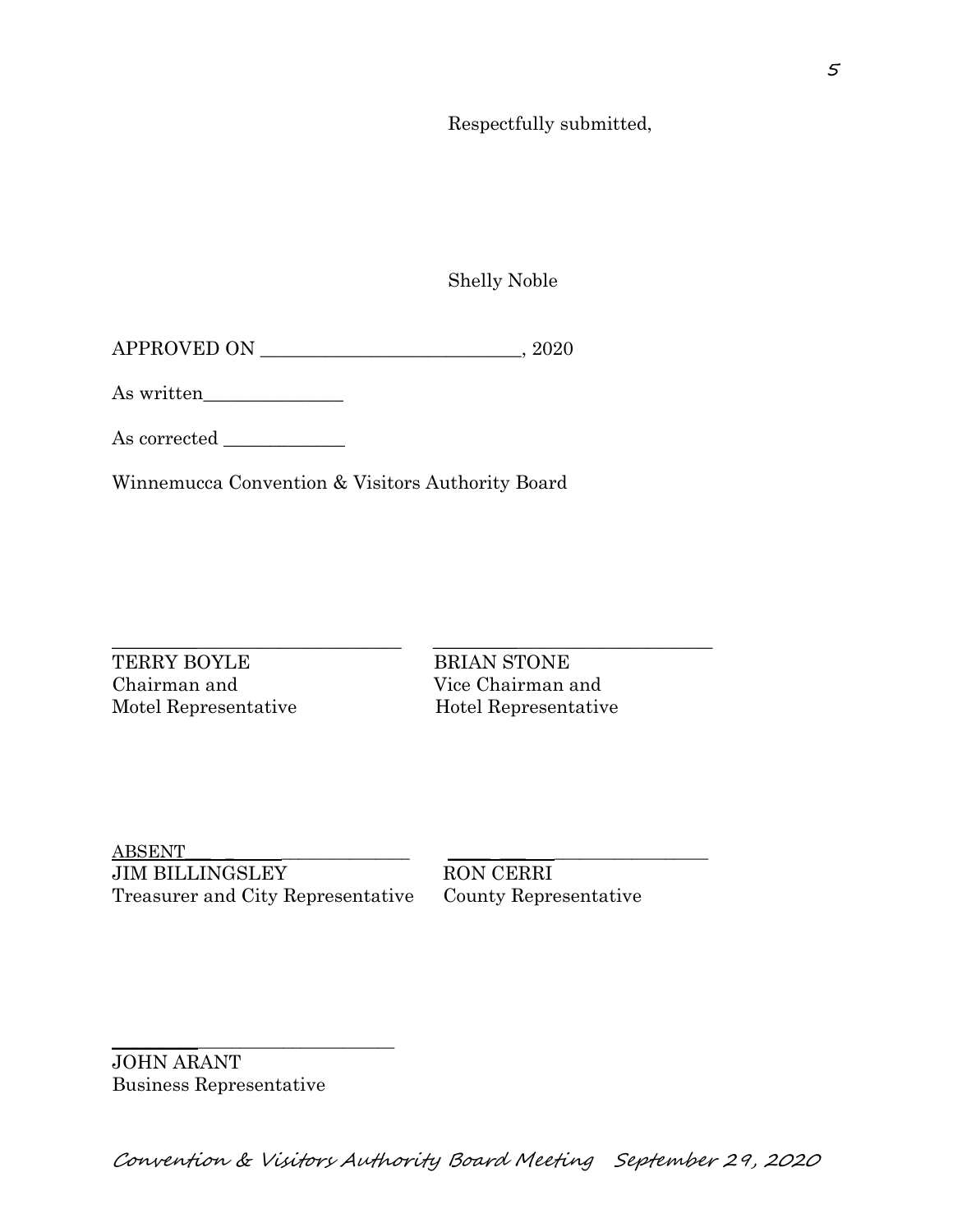Respectfully submitted,

Shelly Noble

APPROVED ON ____________________________, 2020

As written_______________

As corrected _____________

Winnemucca Convention & Visitors Authority Board

________________________________
TERRY BOYLE
Chairman and
Motel Representative

________________________________
BRIAN STONE
Vice Chairman and
Hotel Representative

ABSENT___________________________
JIM BILLINGSLEY
Treasurer and City Representative

________________________________
RON CERRI
County Representative

________________________________
JOHN ARANT
Business Representative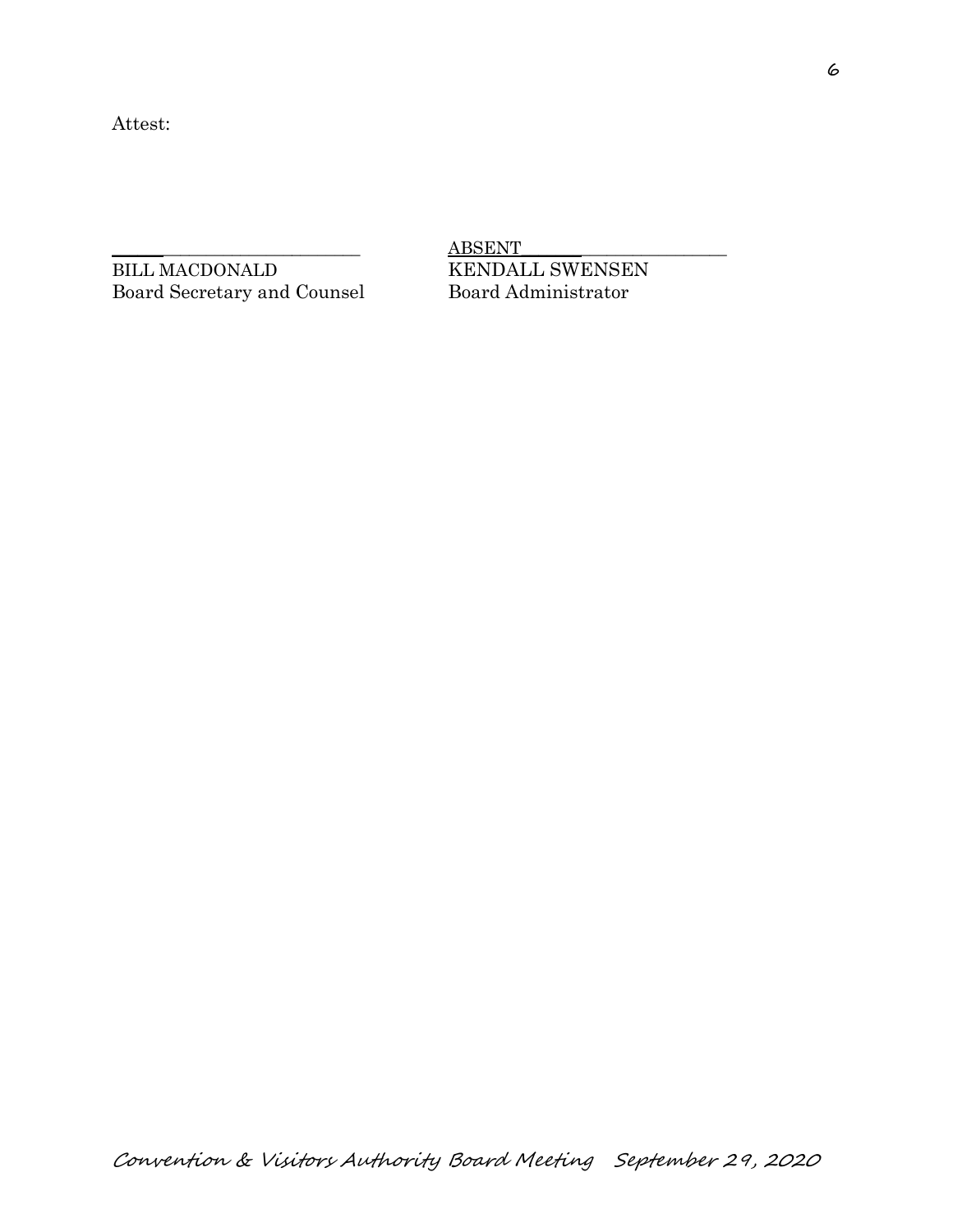Attest:

\_\_\_\_\_\_\_\_\_\_\_\_\_\_\_\_\_\_\_\_\_\_\_\_\_\_\_\_\_\_
BILL MACDONALD
Board Secretary and Counsel

ABSENT\_\_\_\_\_\_\_\_\_\_\_\_\_\_\_\_\_\_\_\_\_\_\_\_\_\_
KENDALL SWENSEN
Board Administrator